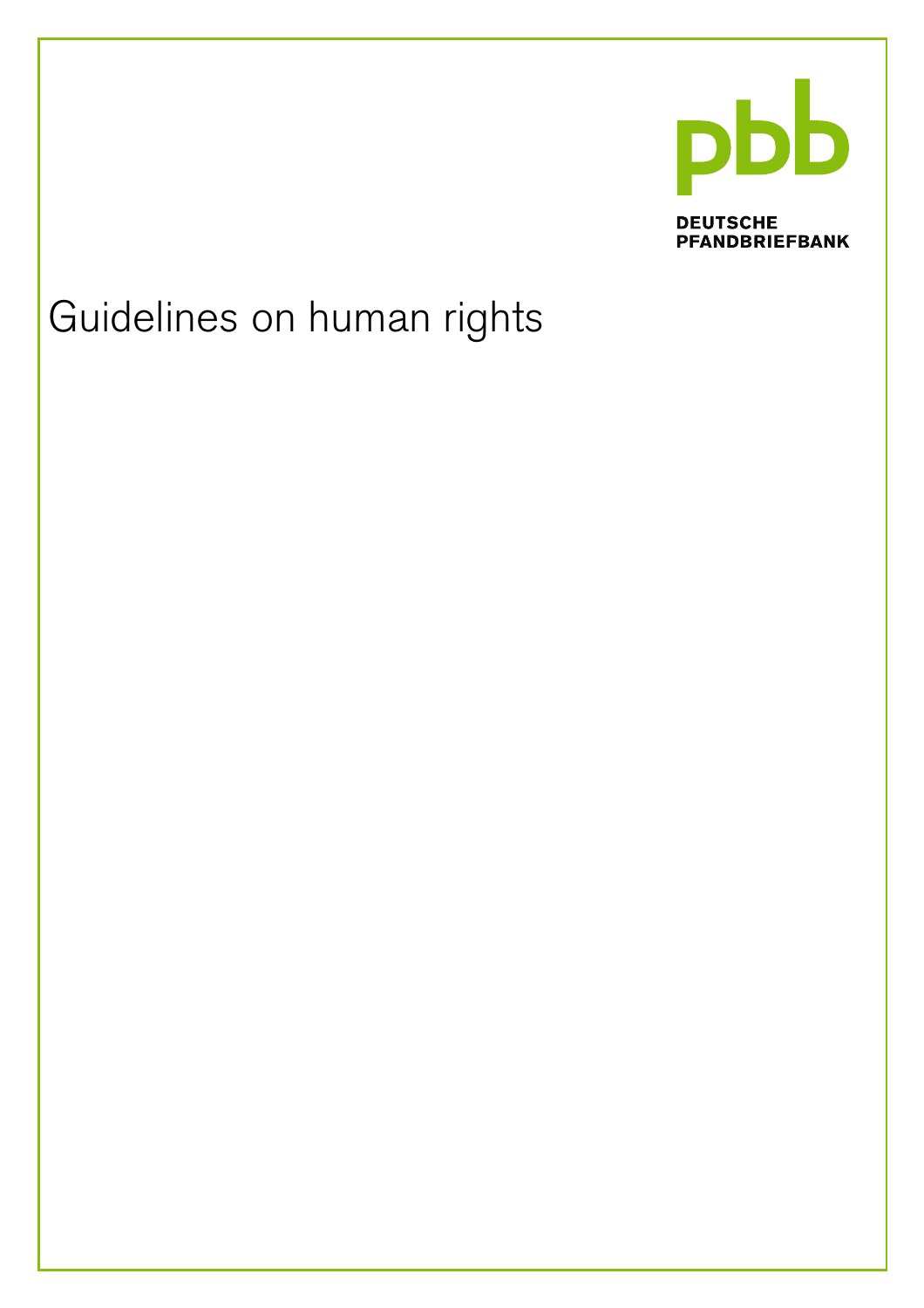pbb

DEUTSCHE
PFANDBRIEFBANK

# Guidelines on human rights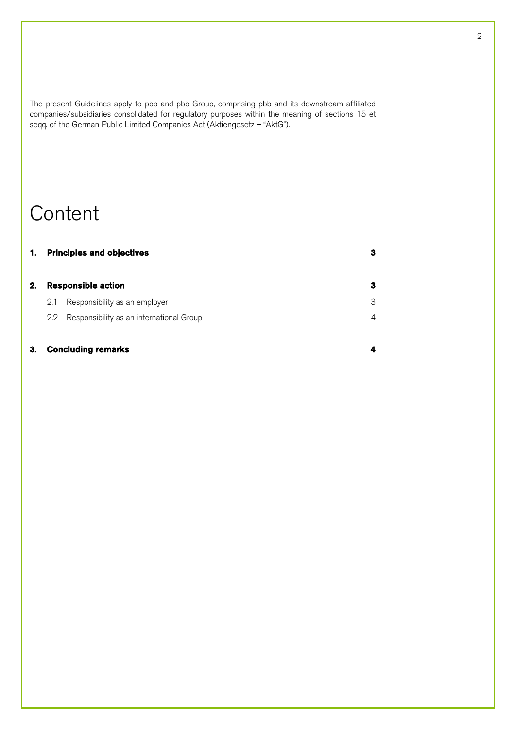The present Guidelines apply to pbb and pbb Group, comprising pbb and its downstream affiliated companies/subsidiaries consolidated for regulatory purposes within the meaning of sections 15 et seqq. of the German Public Limited Companies Act (Aktiengesetz – "AktG").

# Content

| | | |
|---|---|---|
| **1.** | **Principles and objectives** | **3** |
| **2.** | **Responsible action** | **3** |
| | 2.1 Responsibility as an employer | 3 |
| | 2.2 Responsibility as an international Group | 4 |
| **3.** | **Concluding remarks** | **4** |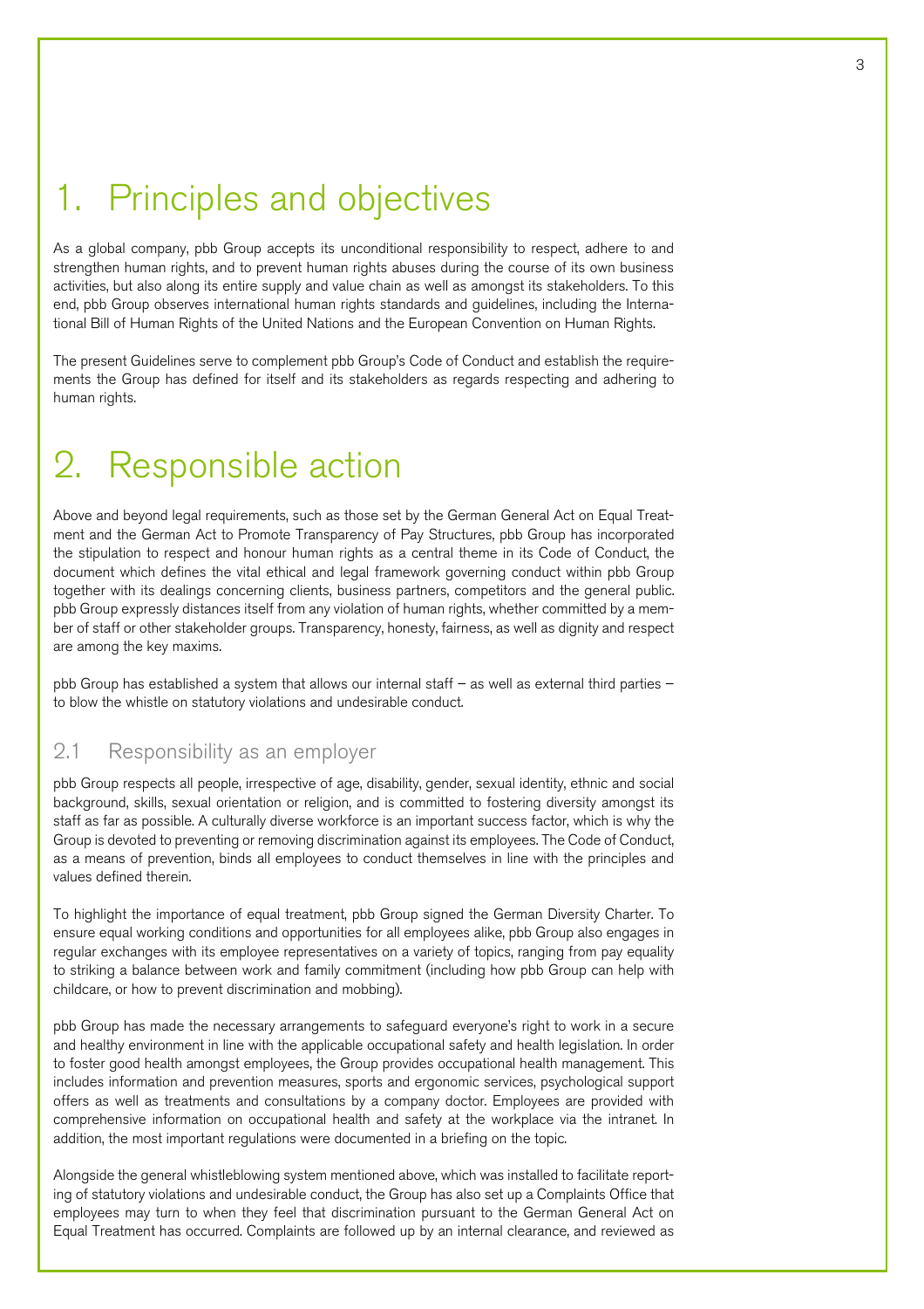# 1. Principles and objectives

As a global company, pbb Group accepts its unconditional responsibility to respect, adhere to and strengthen human rights, and to prevent human rights abuses during the course of its own business activities, but also along its entire supply and value chain as well as amongst its stakeholders. To this end, pbb Group observes international human rights standards and guidelines, including the International Bill of Human Rights of the United Nations and the European Convention on Human Rights.

The present Guidelines serve to complement pbb Group's Code of Conduct and establish the requirements the Group has defined for itself and its stakeholders as regards respecting and adhering to human rights.

# 2. Responsible action

Above and beyond legal requirements, such as those set by the German General Act on Equal Treatment and the German Act to Promote Transparency of Pay Structures, pbb Group has incorporated the stipulation to respect and honour human rights as a central theme in its Code of Conduct, the document which defines the vital ethical and legal framework governing conduct within pbb Group together with its dealings concerning clients, business partners, competitors and the general public. pbb Group expressly distances itself from any violation of human rights, whether committed by a member of staff or other stakeholder groups. Transparency, honesty, fairness, as well as dignity and respect are among the key maxims.

pbb Group has established a system that allows our internal staff – as well as external third parties – to blow the whistle on statutory violations and undesirable conduct.

## 2.1 Responsibility as an employer

pbb Group respects all people, irrespective of age, disability, gender, sexual identity, ethnic and social background, skills, sexual orientation or religion, and is committed to fostering diversity amongst its staff as far as possible. A culturally diverse workforce is an important success factor, which is why the Group is devoted to preventing or removing discrimination against its employees. The Code of Conduct, as a means of prevention, binds all employees to conduct themselves in line with the principles and values defined therein.

To highlight the importance of equal treatment, pbb Group signed the German Diversity Charter. To ensure equal working conditions and opportunities for all employees alike, pbb Group also engages in regular exchanges with its employee representatives on a variety of topics, ranging from pay equality to striking a balance between work and family commitment (including how pbb Group can help with childcare, or how to prevent discrimination and mobbing).

pbb Group has made the necessary arrangements to safeguard everyone's right to work in a secure and healthy environment in line with the applicable occupational safety and health legislation. In order to foster good health amongst employees, the Group provides occupational health management. This includes information and prevention measures, sports and ergonomic services, psychological support offers as well as treatments and consultations by a company doctor. Employees are provided with comprehensive information on occupational health and safety at the workplace via the intranet. In addition, the most important regulations were documented in a briefing on the topic.

Alongside the general whistleblowing system mentioned above, which was installed to facilitate reporting of statutory violations and undesirable conduct, the Group has also set up a Complaints Office that employees may turn to when they feel that discrimination pursuant to the German General Act on Equal Treatment has occurred. Complaints are followed up by an internal clearance, and reviewed as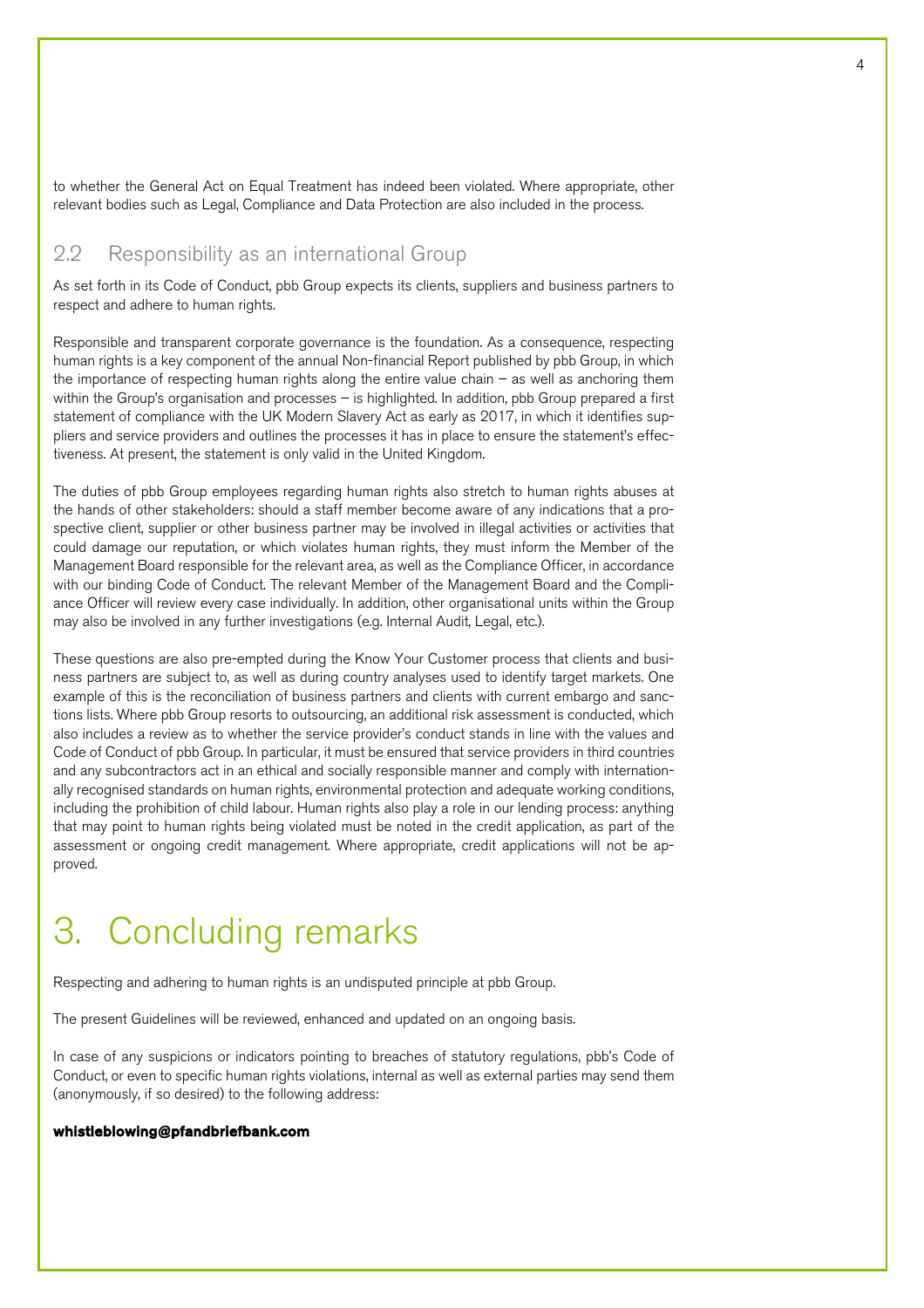to whether the General Act on Equal Treatment has indeed been violated. Where appropriate, other relevant bodies such as Legal, Compliance and Data Protection are also included in the process.

## 2.2 Responsibility as an international Group

As set forth in its Code of Conduct, pbb Group expects its clients, suppliers and business partners to respect and adhere to human rights.

Responsible and transparent corporate governance is the foundation. As a consequence, respecting human rights is a key component of the annual Non-financial Report published by pbb Group, in which the importance of respecting human rights along the entire value chain – as well as anchoring them within the Group's organisation and processes – is highlighted. In addition, pbb Group prepared a first statement of compliance with the UK Modern Slavery Act as early as 2017, in which it identifies suppliers and service providers and outlines the processes it has in place to ensure the statement's effectiveness. At present, the statement is only valid in the United Kingdom.

The duties of pbb Group employees regarding human rights also stretch to human rights abuses at the hands of other stakeholders: should a staff member become aware of any indications that a prospective client, supplier or other business partner may be involved in illegal activities or activities that could damage our reputation, or which violates human rights, they must inform the Member of the Management Board responsible for the relevant area, as well as the Compliance Officer, in accordance with our binding Code of Conduct. The relevant Member of the Management Board and the Compliance Officer will review every case individually. In addition, other organisational units within the Group may also be involved in any further investigations (e.g. Internal Audit, Legal, etc.).

These questions are also pre-empted during the Know Your Customer process that clients and business partners are subject to, as well as during country analyses used to identify target markets. One example of this is the reconciliation of business partners and clients with current embargo and sanctions lists. Where pbb Group resorts to outsourcing, an additional risk assessment is conducted, which also includes a review as to whether the service provider's conduct stands in line with the values and Code of Conduct of pbb Group. In particular, it must be ensured that service providers in third countries and any subcontractors act in an ethical and socially responsible manner and comply with internationally recognised standards on human rights, environmental protection and adequate working conditions, including the prohibition of child labour. Human rights also play a role in our lending process: anything that may point to human rights being violated must be noted in the credit application, as part of the assessment or ongoing credit management. Where appropriate, credit applications will not be approved.

# 3. Concluding remarks

Respecting and adhering to human rights is an undisputed principle at pbb Group.

The present Guidelines will be reviewed, enhanced and updated on an ongoing basis.

In case of any suspicions or indicators pointing to breaches of statutory regulations, pbb's Code of Conduct, or even to specific human rights violations, internal as well as external parties may send them (anonymously, if so desired) to the following address:

**whistleblowing@pfandbriefbank.com**